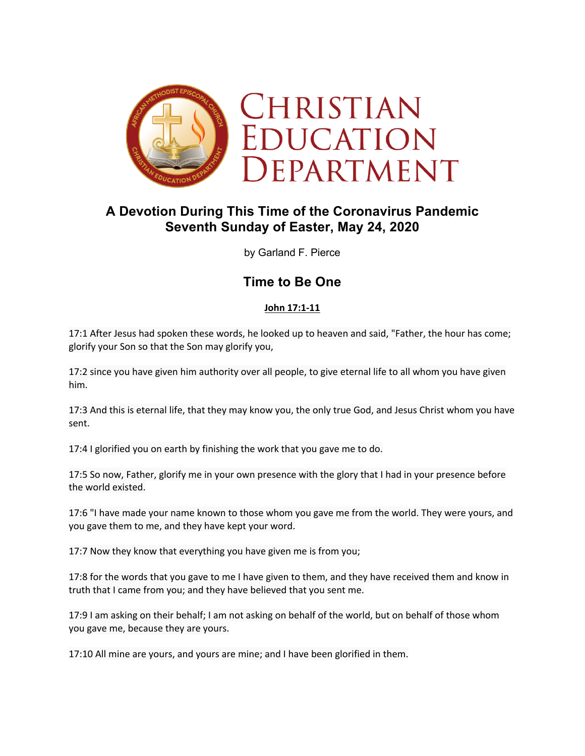# Christian Education Department

## A Devotion During This Time of the Coronavirus Pandemic
## Seventh Sunday of Easter, May 24, 2020

by Garland F. Pierce

## Time to Be One

**John 17:1-11**

17:1 After Jesus had spoken these words, he looked up to heaven and said, "Father, the hour has come; glorify your Son so that the Son may glorify you,

17:2 since you have given him authority over all people, to give eternal life to all whom you have given him.

17:3 And this is eternal life, that they may know you, the only true God, and Jesus Christ whom you have sent.

17:4 I glorified you on earth by finishing the work that you gave me to do.

17:5 So now, Father, glorify me in your own presence with the glory that I had in your presence before the world existed.

17:6 "I have made your name known to those whom you gave me from the world. They were yours, and you gave them to me, and they have kept your word.

17:7 Now they know that everything you have given me is from you;

17:8 for the words that you gave to me I have given to them, and they have received them and know in truth that I came from you; and they have believed that you sent me.

17:9 I am asking on their behalf; I am not asking on behalf of the world, but on behalf of those whom you gave me, because they are yours.

17:10 All mine are yours, and yours are mine; and I have been glorified in them.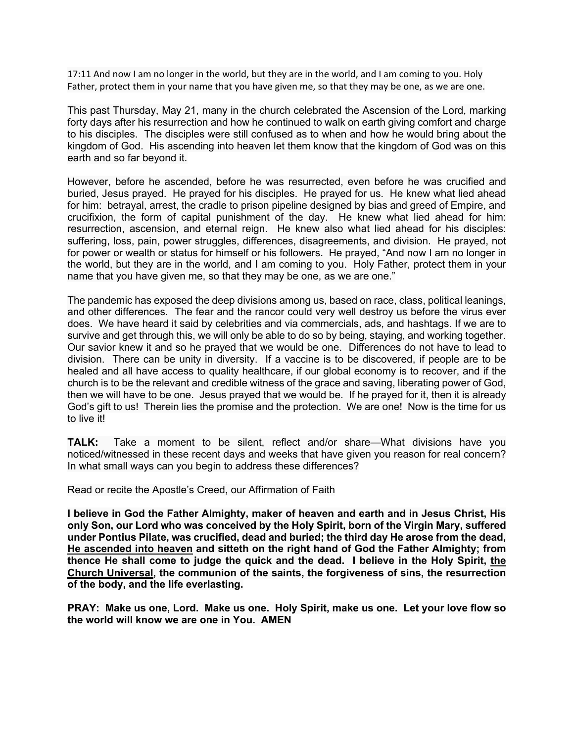17:11 And now I am no longer in the world, but they are in the world, and I am coming to you. Holy Father, protect them in your name that you have given me, so that they may be one, as we are one.

This past Thursday, May 21, many in the church celebrated the Ascension of the Lord, marking forty days after his resurrection and how he continued to walk on earth giving comfort and charge to his disciples. The disciples were still confused as to when and how he would bring about the kingdom of God. His ascending into heaven let them know that the kingdom of God was on this earth and so far beyond it.

However, before he ascended, before he was resurrected, even before he was crucified and buried, Jesus prayed. He prayed for his disciples. He prayed for us. He knew what lied ahead for him: betrayal, arrest, the cradle to prison pipeline designed by bias and greed of Empire, and crucifixion, the form of capital punishment of the day. He knew what lied ahead for him: resurrection, ascension, and eternal reign. He knew also what lied ahead for his disciples: suffering, loss, pain, power struggles, differences, disagreements, and division. He prayed, not for power or wealth or status for himself or his followers. He prayed, "And now I am no longer in the world, but they are in the world, and I am coming to you. Holy Father, protect them in your name that you have given me, so that they may be one, as we are one."

The pandemic has exposed the deep divisions among us, based on race, class, political leanings, and other differences. The fear and the rancor could very well destroy us before the virus ever does. We have heard it said by celebrities and via commercials, ads, and hashtags. If we are to survive and get through this, we will only be able to do so by being, staying, and working together. Our savior knew it and so he prayed that we would be one. Differences do not have to lead to division. There can be unity in diversity. If a vaccine is to be discovered, if people are to be healed and all have access to quality healthcare, if our global economy is to recover, and if the church is to be the relevant and credible witness of the grace and saving, liberating power of God, then we will have to be one. Jesus prayed that we would be. If he prayed for it, then it is already God's gift to us! Therein lies the promise and the protection. We are one! Now is the time for us to live it!

**TALK:** Take a moment to be silent, reflect and/or share—What divisions have you noticed/witnessed in these recent days and weeks that have given you reason for real concern? In what small ways can you begin to address these differences?

Read or recite the Apostle's Creed, our Affirmation of Faith

**I believe in God the Father Almighty, maker of heaven and earth and in Jesus Christ, His only Son, our Lord who was conceived by the Holy Spirit, born of the Virgin Mary, suffered under Pontius Pilate, was crucified, dead and buried; the third day He arose from the dead, <u>He ascended into heaven</u> and sitteth on the right hand of God the Father Almighty; from thence He shall come to judge the quick and the dead. I believe in the Holy Spirit, <u>the Church Universal</u>, the communion of the saints, the forgiveness of sins, the resurrection of the body, and the life everlasting.**

**PRAY: Make us one, Lord. Make us one. Holy Spirit, make us one. Let your love flow so the world will know we are one in You. AMEN**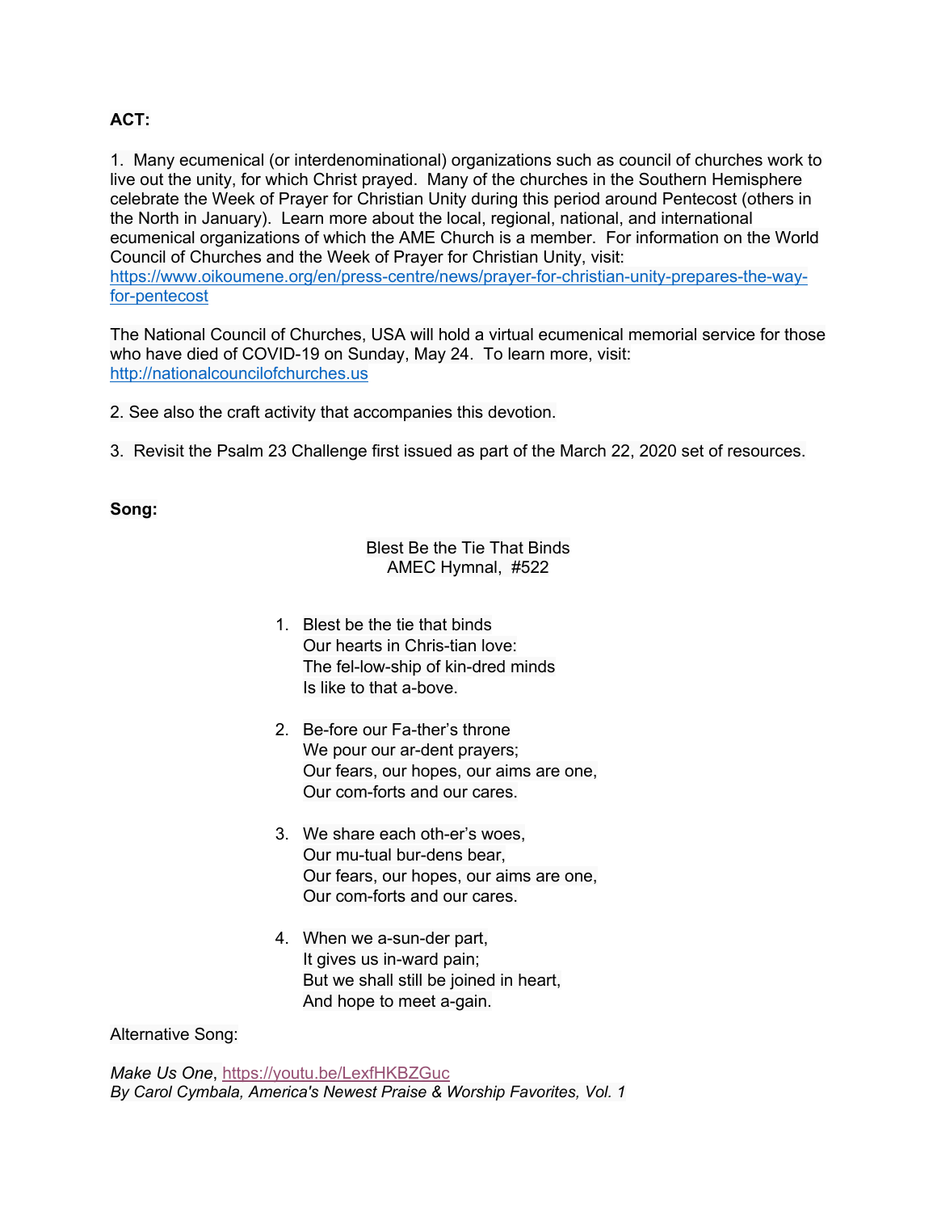**ACT:**

1. Many ecumenical (or interdenominational) organizations such as council of churches work to live out the unity, for which Christ prayed. Many of the churches in the Southern Hemisphere celebrate the Week of Prayer for Christian Unity during this period around Pentecost (others in the North in January). Learn more about the local, regional, national, and international ecumenical organizations of which the AME Church is a member. For information on the World Council of Churches and the Week of Prayer for Christian Unity, visit: https://www.oikoumene.org/en/press-centre/news/prayer-for-christian-unity-prepares-the-way-for-pentecost

The National Council of Churches, USA will hold a virtual ecumenical memorial service for those who have died of COVID-19 on Sunday, May 24. To learn more, visit: http://nationalcouncilofchurches.us

2. See also the craft activity that accompanies this devotion.

3. Revisit the Psalm 23 Challenge first issued as part of the March 22, 2020 set of resources.

**Song:**

Blest Be the Tie That Binds
AMEC Hymnal, #522

1. Blest be the tie that binds
   Our hearts in Chris-tian love:
   The fel-low-ship of kin-dred minds
   Is like to that a-bove.

2. Be-fore our Fa-ther's throne
   We pour our ar-dent prayers;
   Our fears, our hopes, our aims are one,
   Our com-forts and our cares.

3. We share each oth-er's woes,
   Our mu-tual bur-dens bear,
   Our fears, our hopes, our aims are one,
   Our com-forts and our cares.

4. When we a-sun-der part,
   It gives us in-ward pain;
   But we shall still be joined in heart,
   And hope to meet a-gain.

Alternative Song:

*Make Us One*, https://youtu.be/LexfHKBZGuc
*By Carol Cymbala, America's Newest Praise & Worship Favorites, Vol. 1*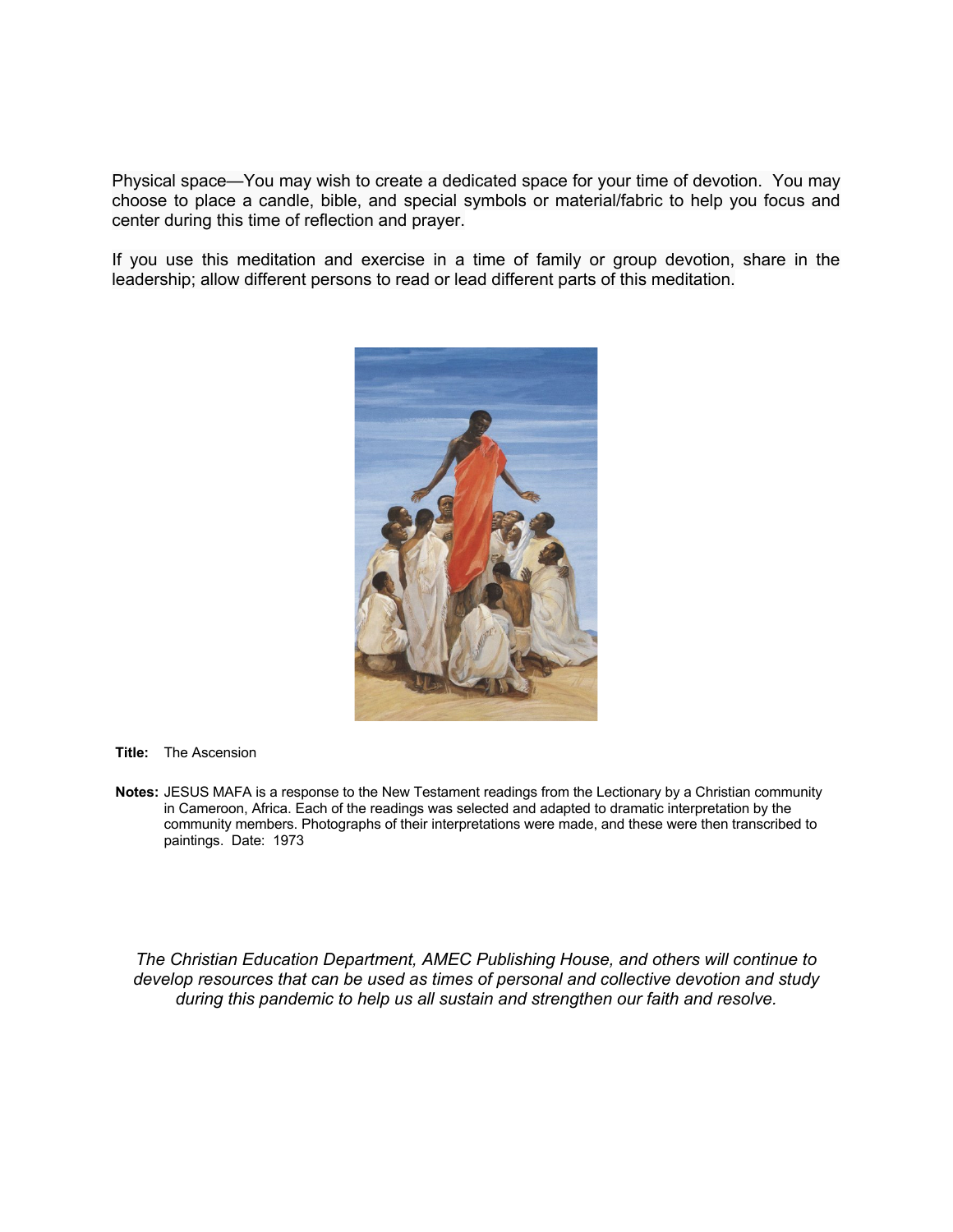Physical space—You may wish to create a dedicated space for your time of devotion. You may choose to place a candle, bible, and special symbols or material/fabric to help you focus and center during this time of reflection and prayer.

If you use this meditation and exercise in a time of family or group devotion, share in the leadership; allow different persons to read or lead different parts of this meditation.

**Title:** The Ascension

**Notes:** JESUS MAFA is a response to the New Testament readings from the Lectionary by a Christian community in Cameroon, Africa. Each of the readings was selected and adapted to dramatic interpretation by the community members. Photographs of their interpretations were made, and these were then transcribed to paintings. Date: 1973

*The Christian Education Department, AMEC Publishing House, and others will continue to develop resources that can be used as times of personal and collective devotion and study during this pandemic to help us all sustain and strengthen our faith and resolve.*